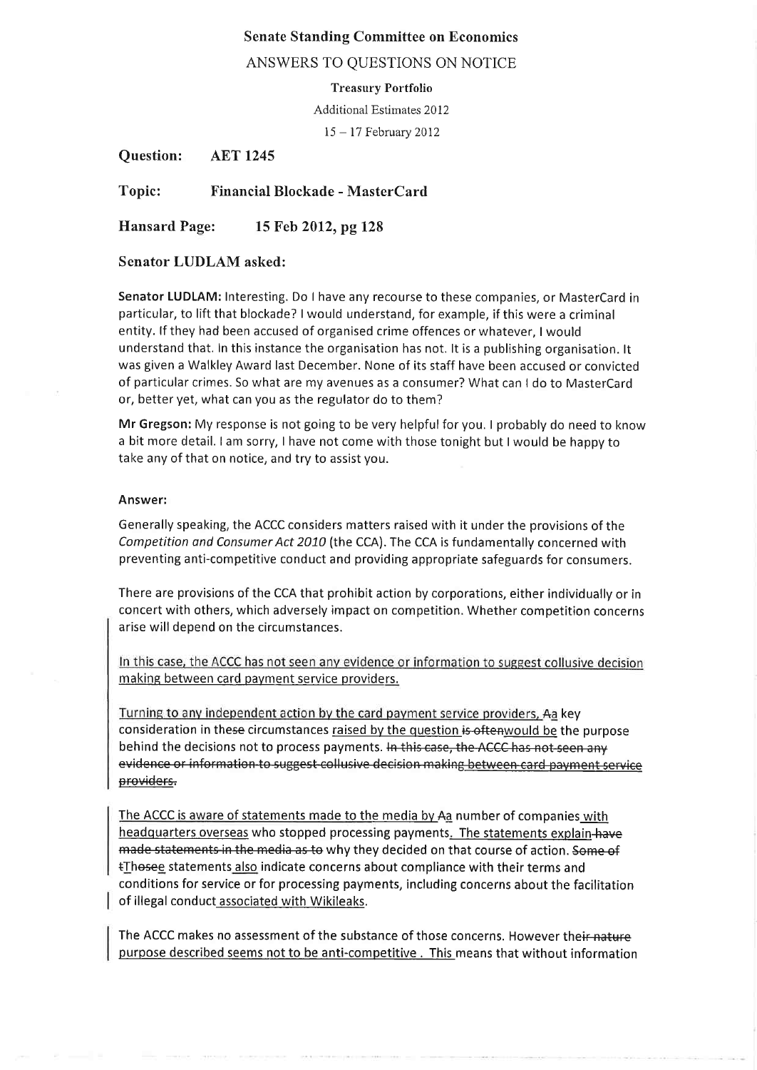**Senate Standing Committee on Economics**

ANSWERS TO QUESTIONS ON NOTICE

**Treasury Portfolio**

Additional Estimates 2012

15 – 17 February 2012

**Question:** **AET 1245**

**Topic:** **Financial Blockade - MasterCard**

**Hansard Page:** **15 Feb 2012, pg 128**

**Senator LUDLAM asked:**

**Senator LUDLAM:** Interesting. Do I have any recourse to these companies, or MasterCard in particular, to lift that blockade? I would understand, for example, if this were a criminal entity. If they had been accused of organised crime offences or whatever, I would understand that. In this instance the organisation has not. It is a publishing organisation. It was given a Walkley Award last December. None of its staff have been accused or convicted of particular crimes. So what are my avenues as a consumer? What can I do to MasterCard or, better yet, what can you as the regulator do to them?

**Mr Gregson:** My response is not going to be very helpful for you. I probably do need to know a bit more detail. I am sorry, I have not come with those tonight but I would be happy to take any of that on notice, and try to assist you.

**Answer:**

Generally speaking, the ACCC considers matters raised with it under the provisions of the *Competition and Consumer Act 2010* (the CCA). The CCA is fundamentally concerned with preventing anti-competitive conduct and providing appropriate safeguards for consumers.

There are provisions of the CCA that prohibit action by corporations, either individually or in concert with others, which adversely impact on competition. Whether competition concerns arise will depend on the circumstances.

In this case, the ACCC has not seen any evidence or information to suggest collusive decision making between card payment service providers.

Turning to any independent action by the card payment service providers, ~~A~~a key consideration in the~~se~~ circumstances raised by the question ~~is often~~would be the purpose behind the decisions not to process payments. ~~In this case, the ACCC has not seen any evidence or information to suggest collusive decision making between card payment service providers.~~

The ACCC is aware of statements made to the media by ~~A~~a number of companies with headquarters overseas who stopped processing payments. The statements explain ~~have made statements in the media as to~~ why they decided on that course of action. ~~Some of t~~Th~~ose~~e statements also indicate concerns about compliance with their terms and conditions for service or for processing payments, including concerns about the facilitation of illegal conduct associated with Wikileaks.

The ACCC makes no assessment of the substance of those concerns. However the~~ir nature~~ purpose described seems not to be anti-competitive . This means that without information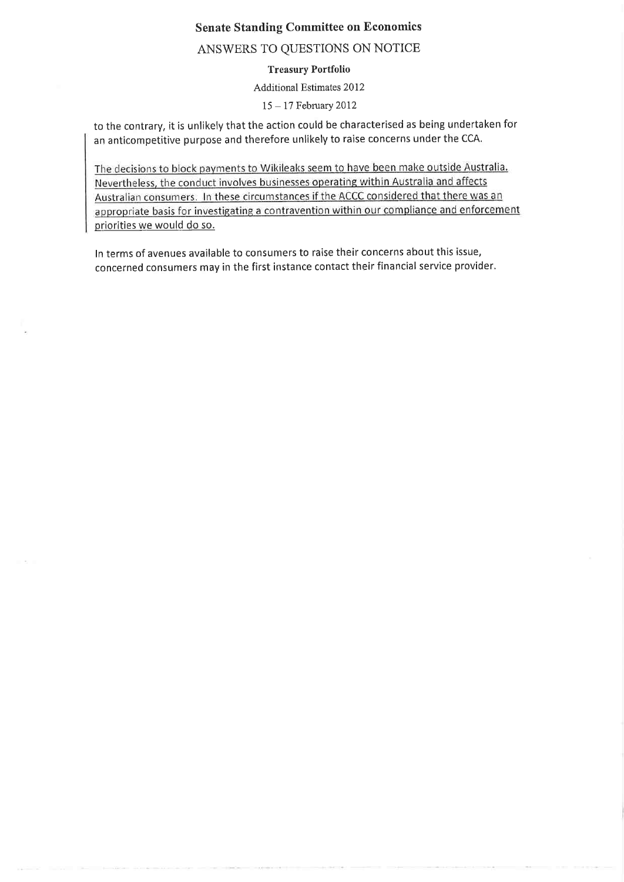to the contrary, it is unlikely that the action could be characterised as being undertaken for an anticompetitive purpose and therefore unlikely to raise concerns under the CCA.

The decisions to block payments to Wikileaks seem to have been make outside Australia. Nevertheless, the conduct involves businesses operating within Australia and affects Australian consumers. In these circumstances if the ACCC considered that there was an appropriate basis for investigating a contravention within our compliance and enforcement priorities we would do so.

In terms of avenues available to consumers to raise their concerns about this issue, concerned consumers may in the first instance contact their financial service provider.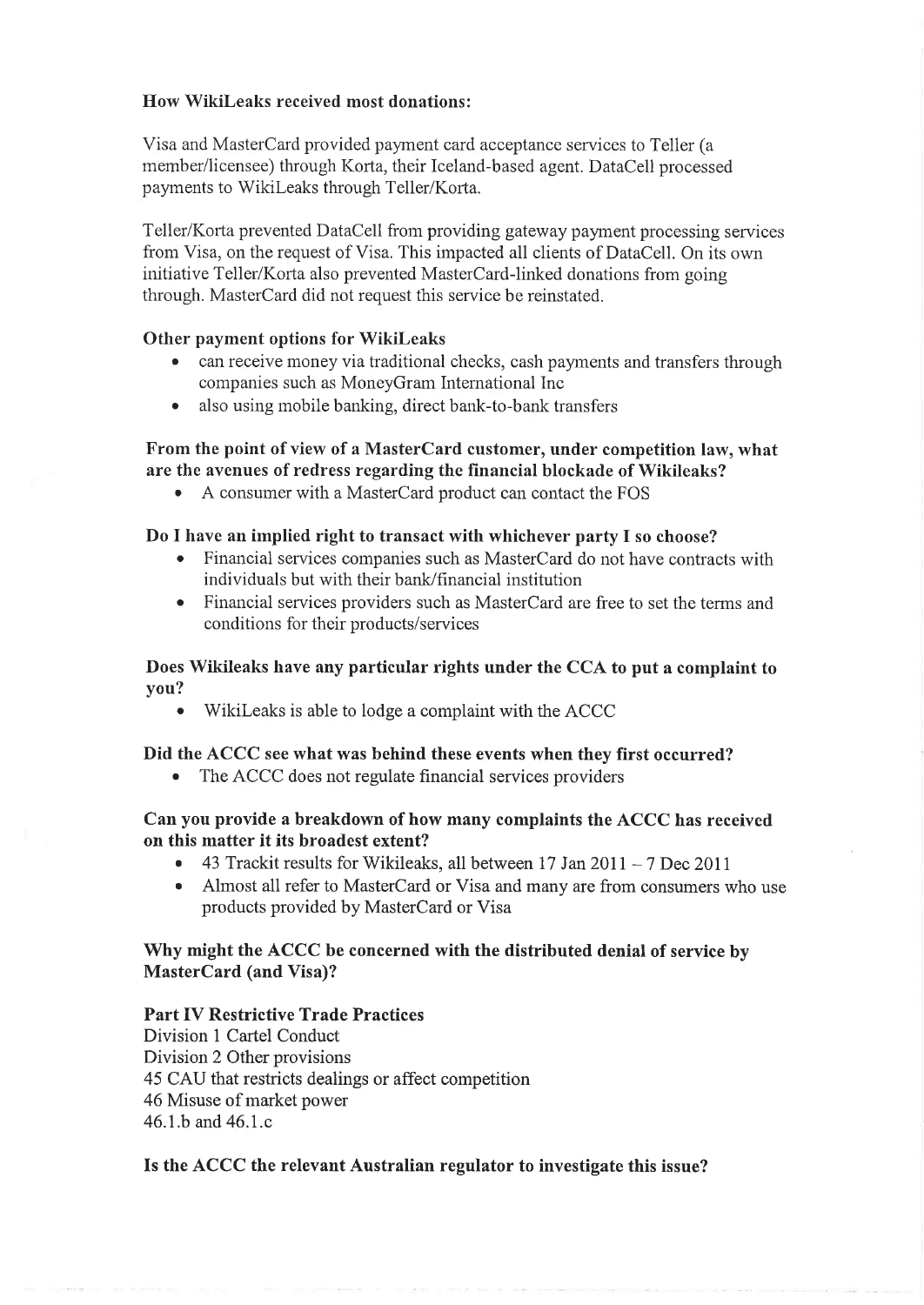**How WikiLeaks received most donations:**

Visa and MasterCard provided payment card acceptance services to Teller (a member/licensee) through Korta, their Iceland-based agent. DataCell processed payments to WikiLeaks through Teller/Korta.

Teller/Korta prevented DataCell from providing gateway payment processing services from Visa, on the request of Visa. This impacted all clients of DataCell. On its own initiative Teller/Korta also prevented MasterCard-linked donations from going through. MasterCard did not request this service be reinstated.

**Other payment options for WikiLeaks**

- can receive money via traditional checks, cash payments and transfers through companies such as MoneyGram International Inc
- also using mobile banking, direct bank-to-bank transfers

**From the point of view of a MasterCard customer, under competition law, what are the avenues of redress regarding the financial blockade of Wikileaks?**

- A consumer with a MasterCard product can contact the FOS

**Do I have an implied right to transact with whichever party I so choose?**

- Financial services companies such as MasterCard do not have contracts with individuals but with their bank/financial institution
- Financial services providers such as MasterCard are free to set the terms and conditions for their products/services

**Does Wikileaks have any particular rights under the CCA to put a complaint to you?**

- WikiLeaks is able to lodge a complaint with the ACCC

**Did the ACCC see what was behind these events when they first occurred?**

- The ACCC does not regulate financial services providers

**Can you provide a breakdown of how many complaints the ACCC has received on this matter it its broadest extent?**

- 43 Trackit results for Wikileaks, all between 17 Jan 2011 – 7 Dec 2011
- Almost all refer to MasterCard or Visa and many are from consumers who use products provided by MasterCard or Visa

**Why might the ACCC be concerned with the distributed denial of service by MasterCard (and Visa)?**

**Part IV Restrictive Trade Practices**

Division 1 Cartel Conduct
Division 2 Other provisions
45 CAU that restricts dealings or affect competition
46 Misuse of market power
46.1.b and 46.1.c

**Is the ACCC the relevant Australian regulator to investigate this issue?**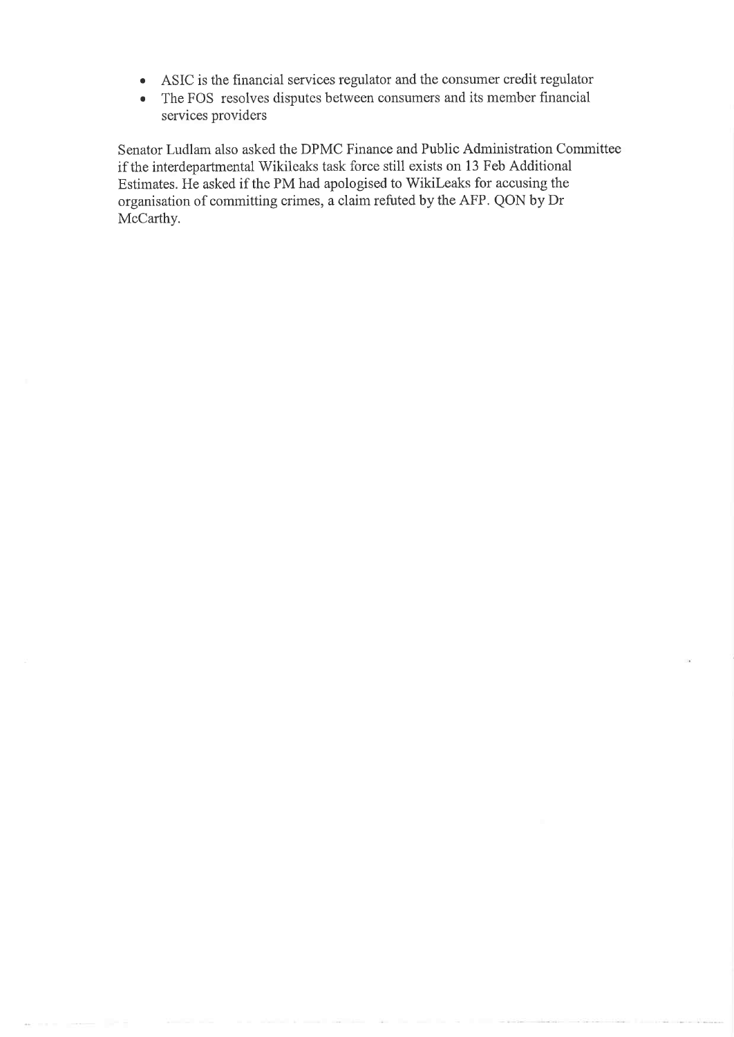- ASIC is the financial services regulator and the consumer credit regulator
- The FOS resolves disputes between consumers and its member financial services providers

Senator Ludlam also asked the DPMC Finance and Public Administration Committee if the interdepartmental Wikileaks task force still exists on 13 Feb Additional Estimates. He asked if the PM had apologised to WikiLeaks for accusing the organisation of committing crimes, a claim refuted by the AFP. QON by Dr McCarthy.